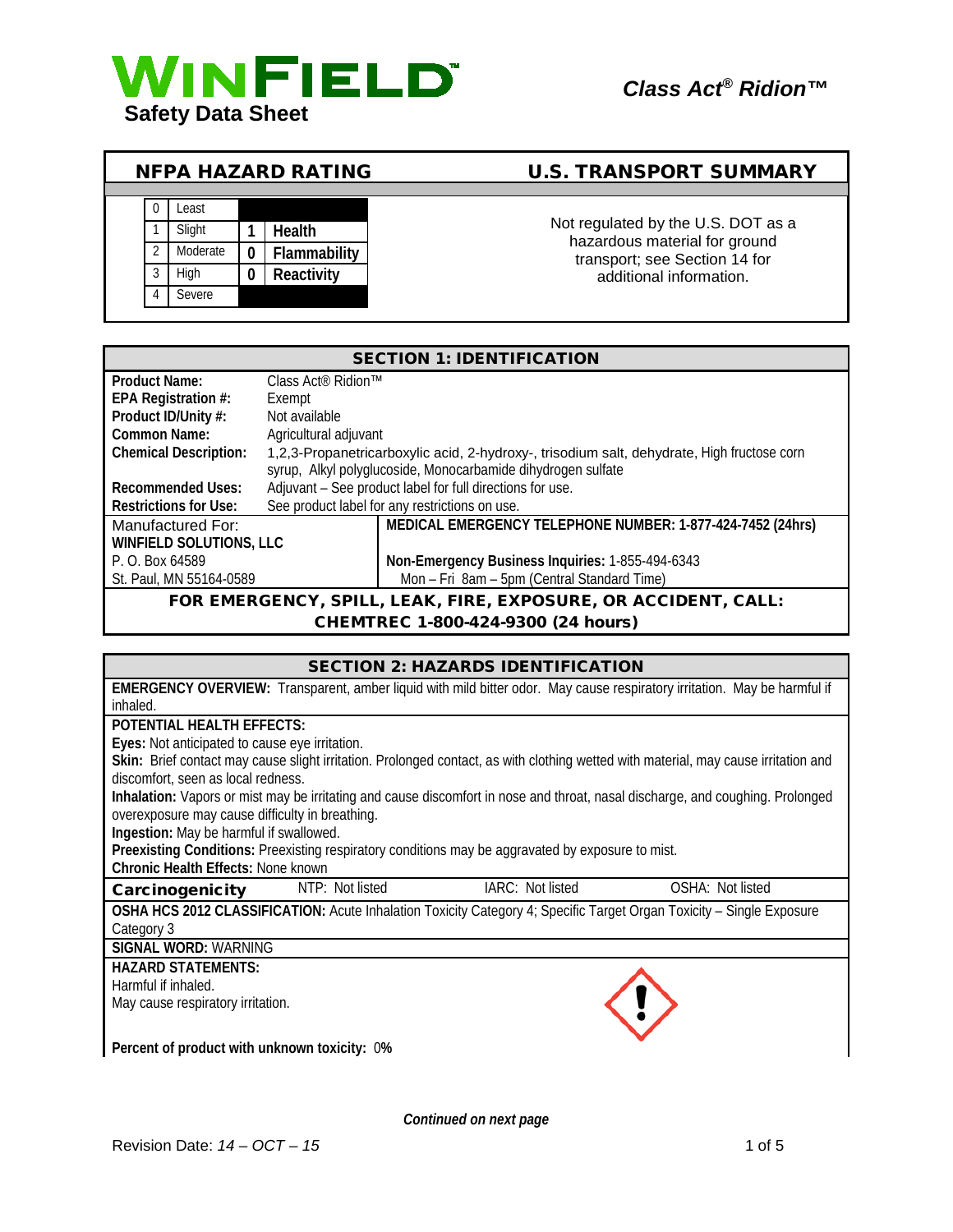# WINFIELD Safety Data Sheet

***Class Act® Ridion™***

## NFPA HAZARD RATING

| | | | |
|---|---|---|---|
| 0 | Least | | |
| 1 | Slight | 1 | Health |
| 2 | Moderate | 0 | Flammability |
| 3 | High | 0 | Reactivity |
| 4 | Severe | | |

## U.S. TRANSPORT SUMMARY

Not regulated by the U.S. DOT as a hazardous material for ground transport; see Section 14 for additional information.

## SECTION 1: IDENTIFICATION

**Product Name:** Class Act® Ridion™

**EPA Registration #:** Exempt

**Product ID/Unity #:** Not available

**Common Name:** Agricultural adjuvant

**Chemical Description:** 1,2,3-Propanetricarboxylic acid, 2-hydroxy-, trisodium salt, dehydrate, High fructose corn syrup, Alkyl polyglucoside, Monocarbamide dihydrogen sulfate

**Recommended Uses:** Adjuvant – See product label for full directions for use.

**Restrictions for Use:** See product label for any restrictions on use.

Manufactured For:
**WINFIELD SOLUTIONS, LLC**
P. O. Box 64589
St. Paul, MN 55164-0589

**MEDICAL EMERGENCY TELEPHONE NUMBER: 1-877-424-7452 (24hrs)**

**Non-Emergency Business Inquiries:** 1-855-494-6343
Mon – Fri 8am – 5pm (Central Standard Time)

**FOR EMERGENCY, SPILL, LEAK, FIRE, EXPOSURE, OR ACCIDENT, CALL: CHEMTREC 1-800-424-9300 (24 hours)**

## SECTION 2: HAZARDS IDENTIFICATION

**EMERGENCY OVERVIEW:** Transparent, amber liquid with mild bitter odor. May cause respiratory irritation. May be harmful if inhaled.

**POTENTIAL HEALTH EFFECTS:**

**Eyes:** Not anticipated to cause eye irritation.

**Skin:** Brief contact may cause slight irritation. Prolonged contact, as with clothing wetted with material, may cause irritation and discomfort, seen as local redness.

**Inhalation:** Vapors or mist may be irritating and cause discomfort in nose and throat, nasal discharge, and coughing. Prolonged overexposure may cause difficulty in breathing.

**Ingestion:** May be harmful if swallowed.

**Preexisting Conditions:** Preexisting respiratory conditions may be aggravated by exposure to mist.

**Chronic Health Effects:** None known

| **Carcinogenicity** | NTP: Not listed | IARC: Not listed | OSHA: Not listed |
|---|---|---|---|

**OSHA HCS 2012 CLASSIFICATION:** Acute Inhalation Toxicity Category 4; Specific Target Organ Toxicity – Single Exposure Category 3

**SIGNAL WORD:** WARNING

**HAZARD STATEMENTS:**

Harmful if inhaled.

May cause respiratory irritation.

**Percent of product with unknown toxicity:** 0**%**

*Continued on next page*

Revision Date: *14 – OCT – 15*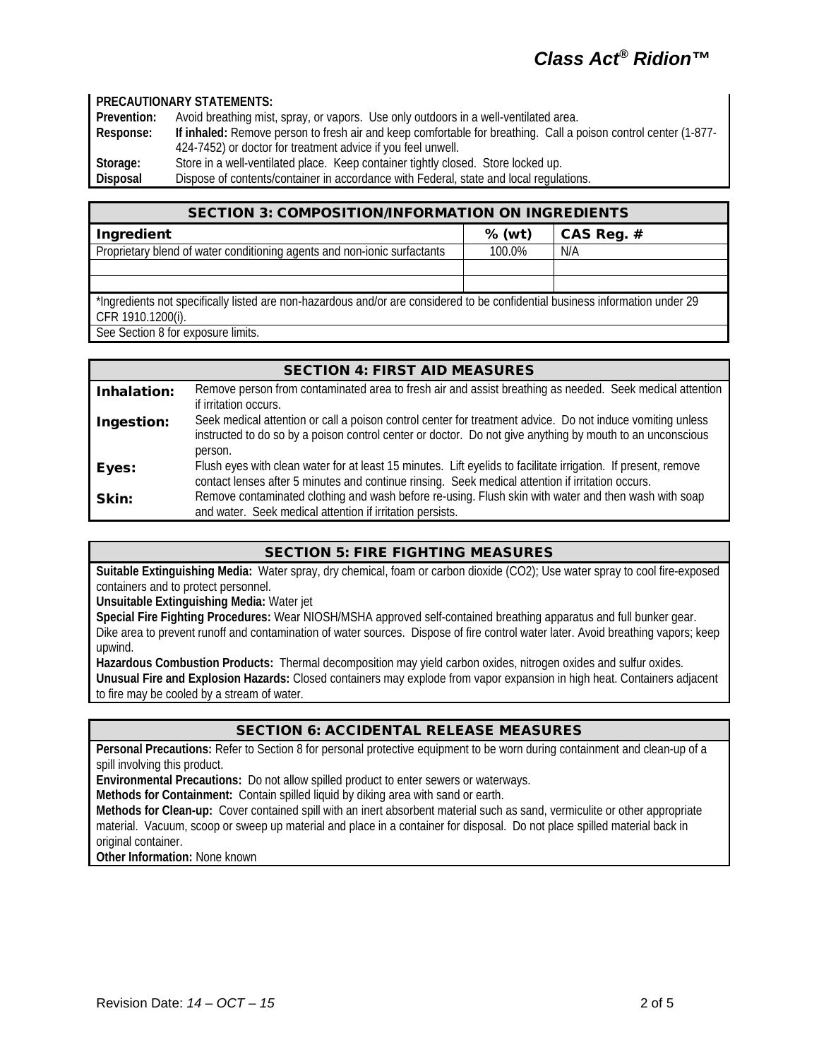**PRECAUTIONARY STATEMENTS:**

**Prevention:** Avoid breathing mist, spray, or vapors. Use only outdoors in a well-ventilated area.

**Response:** **If inhaled:** Remove person to fresh air and keep comfortable for breathing. Call a poison control center (1-877-424-7452) or doctor for treatment advice if you feel unwell.

**Storage:** Store in a well-ventilated place. Keep container tightly closed. Store locked up.

**Disposal** Dispose of contents/container in accordance with Federal, state and local regulations.

## SECTION 3: COMPOSITION/INFORMATION ON INGREDIENTS

| Ingredient | % (wt) | CAS Reg. # |
|---|---|---|
| Proprietary blend of water conditioning agents and non-ionic surfactants | 100.0% | N/A |
| | | |
| | | |

*Ingredients not specifically listed are non-hazardous and/or are considered to be confidential business information under 29 CFR 1910.1200(i).

See Section 8 for exposure limits.

## SECTION 4: FIRST AID MEASURES

**Inhalation:** Remove person from contaminated area to fresh air and assist breathing as needed. Seek medical attention if irritation occurs.

**Ingestion:** Seek medical attention or call a poison control center for treatment advice. Do not induce vomiting unless instructed to do so by a poison control center or doctor. Do not give anything by mouth to an unconscious person.

**Eyes:** Flush eyes with clean water for at least 15 minutes. Lift eyelids to facilitate irrigation. If present, remove contact lenses after 5 minutes and continue rinsing. Seek medical attention if irritation occurs.

**Skin:** Remove contaminated clothing and wash before re-using. Flush skin with water and then wash with soap and water. Seek medical attention if irritation persists.

## SECTION 5: FIRE FIGHTING MEASURES

**Suitable Extinguishing Media:** Water spray, dry chemical, foam or carbon dioxide ($CO_2$); Use water spray to cool fire-exposed containers and to protect personnel.

**Unsuitable Extinguishing Media:** Water jet

**Special Fire Fighting Procedures:** Wear NIOSH/MSHA approved self-contained breathing apparatus and full bunker gear. Dike area to prevent runoff and contamination of water sources. Dispose of fire control water later. Avoid breathing vapors; keep upwind.

**Hazardous Combustion Products:** Thermal decomposition may yield carbon oxides, nitrogen oxides and sulfur oxides.

**Unusual Fire and Explosion Hazards:** Closed containers may explode from vapor expansion in high heat. Containers adjacent to fire may be cooled by a stream of water.

## SECTION 6: ACCIDENTAL RELEASE MEASURES

**Personal Precautions:** Refer to Section 8 for personal protective equipment to be worn during containment and clean-up of a spill involving this product.

**Environmental Precautions:** Do not allow spilled product to enter sewers or waterways.

**Methods for Containment:** Contain spilled liquid by diking area with sand or earth.

**Methods for Clean-up:** Cover contained spill with an inert absorbent material such as sand, vermiculite or other appropriate material. Vacuum, scoop or sweep up material and place in a container for disposal. Do not place spilled material back in original container.

**Other Information:** None known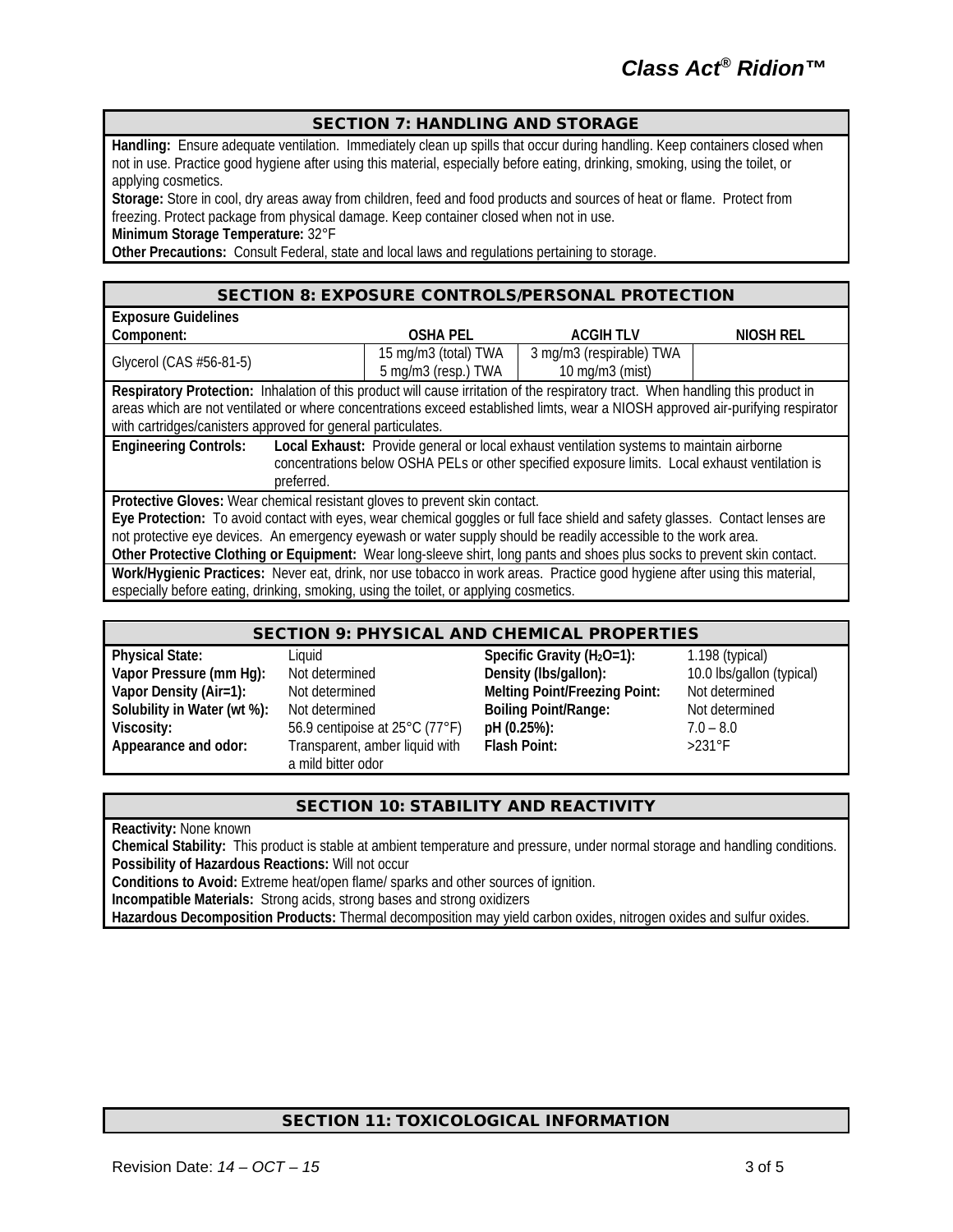## SECTION 7: HANDLING AND STORAGE

**Handling:** Ensure adequate ventilation. Immediately clean up spills that occur during handling. Keep containers closed when not in use. Practice good hygiene after using this material, especially before eating, drinking, smoking, using the toilet, or applying cosmetics.

**Storage:** Store in cool, dry areas away from children, feed and food products and sources of heat or flame. Protect from freezing. Protect package from physical damage. Keep container closed when not in use.

**Minimum Storage Temperature:** 32°F

**Other Precautions:** Consult Federal, state and local laws and regulations pertaining to storage.

## SECTION 8: EXPOSURE CONTROLS/PERSONAL PROTECTION

**Exposure Guidelines**

| Component: | OSHA PEL | ACGIH TLV | NIOSH REL |
|---|---|---|---|
| Glycerol (CAS #56-81-5) | 15 mg/m3 (total) TWA<br>5 mg/m3 (resp.) TWA | 3 mg/m3 (respirable) TWA<br>10 mg/m3 (mist) | |

**Respiratory Protection:** Inhalation of this product will cause irritation of the respiratory tract. When handling this product in areas which are not ventilated or where concentrations exceed established limts, wear a NIOSH approved air-purifying respirator with cartridges/canisters approved for general particulates.

**Engineering Controls:** **Local Exhaust:** Provide general or local exhaust ventilation systems to maintain airborne concentrations below OSHA PELs or other specified exposure limits. Local exhaust ventilation is preferred.

**Protective Gloves:** Wear chemical resistant gloves to prevent skin contact.

**Eye Protection:** To avoid contact with eyes, wear chemical goggles or full face shield and safety glasses. Contact lenses are not protective eye devices. An emergency eyewash or water supply should be readily accessible to the work area.

**Other Protective Clothing or Equipment:** Wear long-sleeve shirt, long pants and shoes plus socks to prevent skin contact.

**Work/Hygienic Practices:** Never eat, drink, nor use tobacco in work areas. Practice good hygiene after using this material, especially before eating, drinking, smoking, using the toilet, or applying cosmetics.

## SECTION 9: PHYSICAL AND CHEMICAL PROPERTIES

| | | | |
|---|---|---|---|
| **Physical State:** | Liquid | **Specific Gravity ($H_2O$=1):** | 1.198 (typical) |
| **Vapor Pressure (mm Hg):** | Not determined | **Density (lbs/gallon):** | 10.0 lbs/gallon (typical) |
| **Vapor Density (Air=1):** | Not determined | **Melting Point/Freezing Point:** | Not determined |
| **Solubility in Water (wt %):** | Not determined | **Boiling Point/Range:** | Not determined |
| **Viscosity:** | 56.9 centipoise at 25°C (77°F) | **pH (0.25%):** | 7.0 – 8.0 |
| **Appearance and odor:** | Transparent, amber liquid with a mild bitter odor | **Flash Point:** | >231°F |

## SECTION 10: STABILITY AND REACTIVITY

**Reactivity:** None known

**Chemical Stability:** This product is stable at ambient temperature and pressure, under normal storage and handling conditions.

**Possibility of Hazardous Reactions:** Will not occur

**Conditions to Avoid:** Extreme heat/open flame/ sparks and other sources of ignition.

**Incompatible Materials:** Strong acids, strong bases and strong oxidizers

**Hazardous Decomposition Products:** Thermal decomposition may yield carbon oxides, nitrogen oxides and sulfur oxides.

## SECTION 11: TOXICOLOGICAL INFORMATION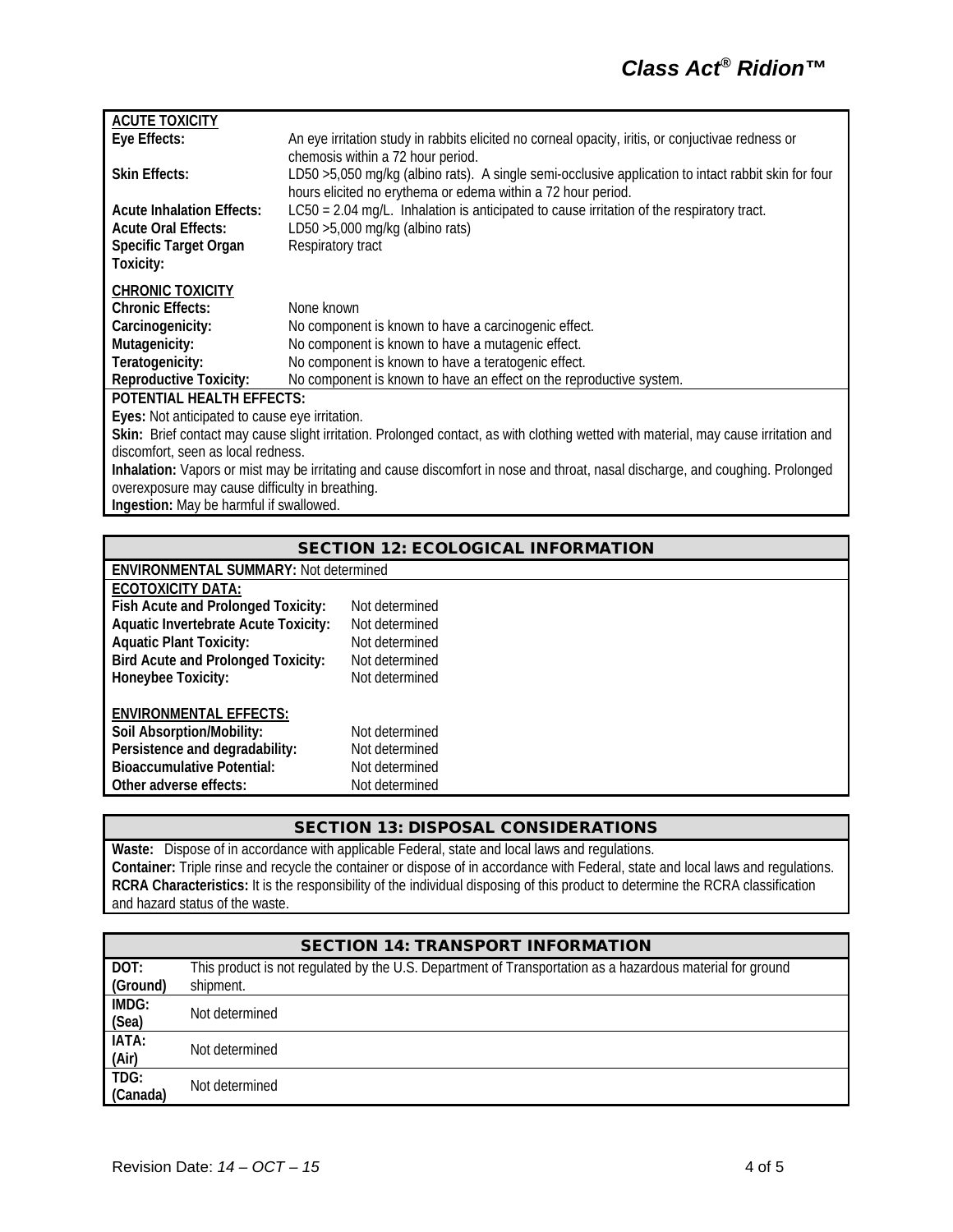**ACUTE TOXICITY**

| | |
|---|---|
| **Eye Effects:** | An eye irritation study in rabbits elicited no corneal opacity, iritis, or conjuctivae redness or chemosis within a 72 hour period. |
| **Skin Effects:** | LD50 >5,050 mg/kg (albino rats). A single semi-occlusive application to intact rabbit skin for four hours elicited no erythema or edema within a 72 hour period. |
| **Acute Inhalation Effects:** | LC50 = 2.04 mg/L. Inhalation is anticipated to cause irritation of the respiratory tract. |
| **Acute Oral Effects:** | LD50 >5,000 mg/kg (albino rats) |
| **Specific Target Organ Toxicity:** | Respiratory tract |

**CHRONIC TOXICITY**

| | |
|---|---|
| **Chronic Effects:** | None known |
| **Carcinogenicity:** | No component is known to have a carcinogenic effect. |
| **Mutagenicity:** | No component is known to have a mutagenic effect. |
| **Teratogenicity:** | No component is known to have a teratogenic effect. |
| **Reproductive Toxicity:** | No component is known to have an effect on the reproductive system. |

**POTENTIAL HEALTH EFFECTS:**

**Eyes:** Not anticipated to cause eye irritation.

**Skin:** Brief contact may cause slight irritation. Prolonged contact, as with clothing wetted with material, may cause irritation and discomfort, seen as local redness.

**Inhalation:** Vapors or mist may be irritating and cause discomfort in nose and throat, nasal discharge, and coughing. Prolonged overexposure may cause difficulty in breathing.

**Ingestion:** May be harmful if swallowed.

## SECTION 12: ECOLOGICAL INFORMATION

**ENVIRONMENTAL SUMMARY:** Not determined

**ECOTOXICITY DATA:**

| | |
|---|---|
| **Fish Acute and Prolonged Toxicity:** | Not determined |
| **Aquatic Invertebrate Acute Toxicity:** | Not determined |
| **Aquatic Plant Toxicity:** | Not determined |
| **Bird Acute and Prolonged Toxicity:** | Not determined |
| **Honeybee Toxicity:** | Not determined |

**ENVIRONMENTAL EFFECTS:**

| | |
|---|---|
| **Soil Absorption/Mobility:** | Not determined |
| **Persistence and degradability:** | Not determined |
| **Bioaccumulative Potential:** | Not determined |
| **Other adverse effects:** | Not determined |

## SECTION 13: DISPOSAL CONSIDERATIONS

**Waste:** Dispose of in accordance with applicable Federal, state and local laws and regulations.

**Container:** Triple rinse and recycle the container or dispose of in accordance with Federal, state and local laws and regulations.

**RCRA Characteristics:** It is the responsibility of the individual disposing of this product to determine the RCRA classification and hazard status of the waste.

## SECTION 14: TRANSPORT INFORMATION

| | |
|---|---|
| **DOT: (Ground)** | This product is not regulated by the U.S. Department of Transportation as a hazardous material for ground shipment. |
| **IMDG: (Sea)** | Not determined |
| **IATA: (Air)** | Not determined |
| **TDG: (Canada)** | Not determined |

Revision Date: *14 – OCT – 15*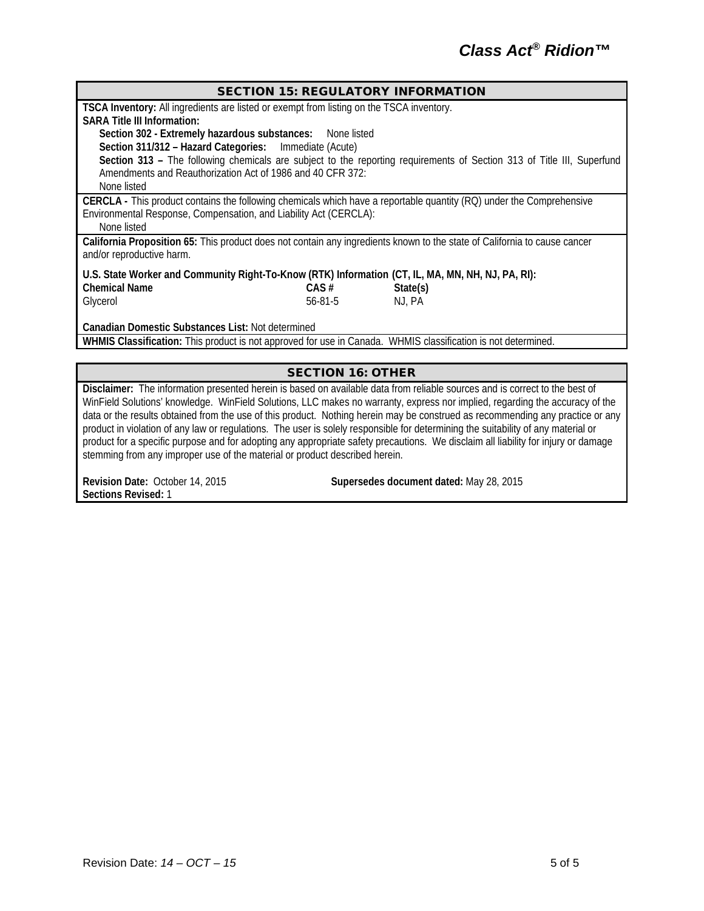## SECTION 15: REGULATORY INFORMATION

**TSCA Inventory:** All ingredients are listed or exempt from listing on the TSCA inventory.

**SARA Title III Information:**

**Section 302 - Extremely hazardous substances:** None listed

**Section 311/312 – Hazard Categories:** Immediate (Acute)

**Section 313 –** The following chemicals are subject to the reporting requirements of Section 313 of Title III, Superfund Amendments and Reauthorization Act of 1986 and 40 CFR 372:
None listed

**CERCLA -** This product contains the following chemicals which have a reportable quantity (RQ) under the Comprehensive Environmental Response, Compensation, and Liability Act (CERCLA):
None listed

**California Proposition 65:** This product does not contain any ingredients known to the state of California to cause cancer and/or reproductive harm.

**U.S. State Worker and Community Right-To-Know (RTK) Information (CT, IL, MA, MN, NH, NJ, PA, RI):**

| Chemical Name | CAS # | State(s) |
| --- | --- | --- |
| Glycerol | 56-81-5 | NJ, PA |

**Canadian Domestic Substances List:** Not determined

**WHMIS Classification:** This product is not approved for use in Canada. WHMIS classification is not determined.

## SECTION 16: OTHER

**Disclaimer:** The information presented herein is based on available data from reliable sources and is correct to the best of WinField Solutions' knowledge. WinField Solutions, LLC makes no warranty, express nor implied, regarding the accuracy of the data or the results obtained from the use of this product. Nothing herein may be construed as recommending any practice or any product in violation of any law or regulations. The user is solely responsible for determining the suitability of any material or product for a specific purpose and for adopting any appropriate safety precautions. We disclaim all liability for injury or damage stemming from any improper use of the material or product described herein.

**Revision Date:** October 14, 2015 **Supersedes document dated:** May 28, 2015

**Sections Revised:** 1